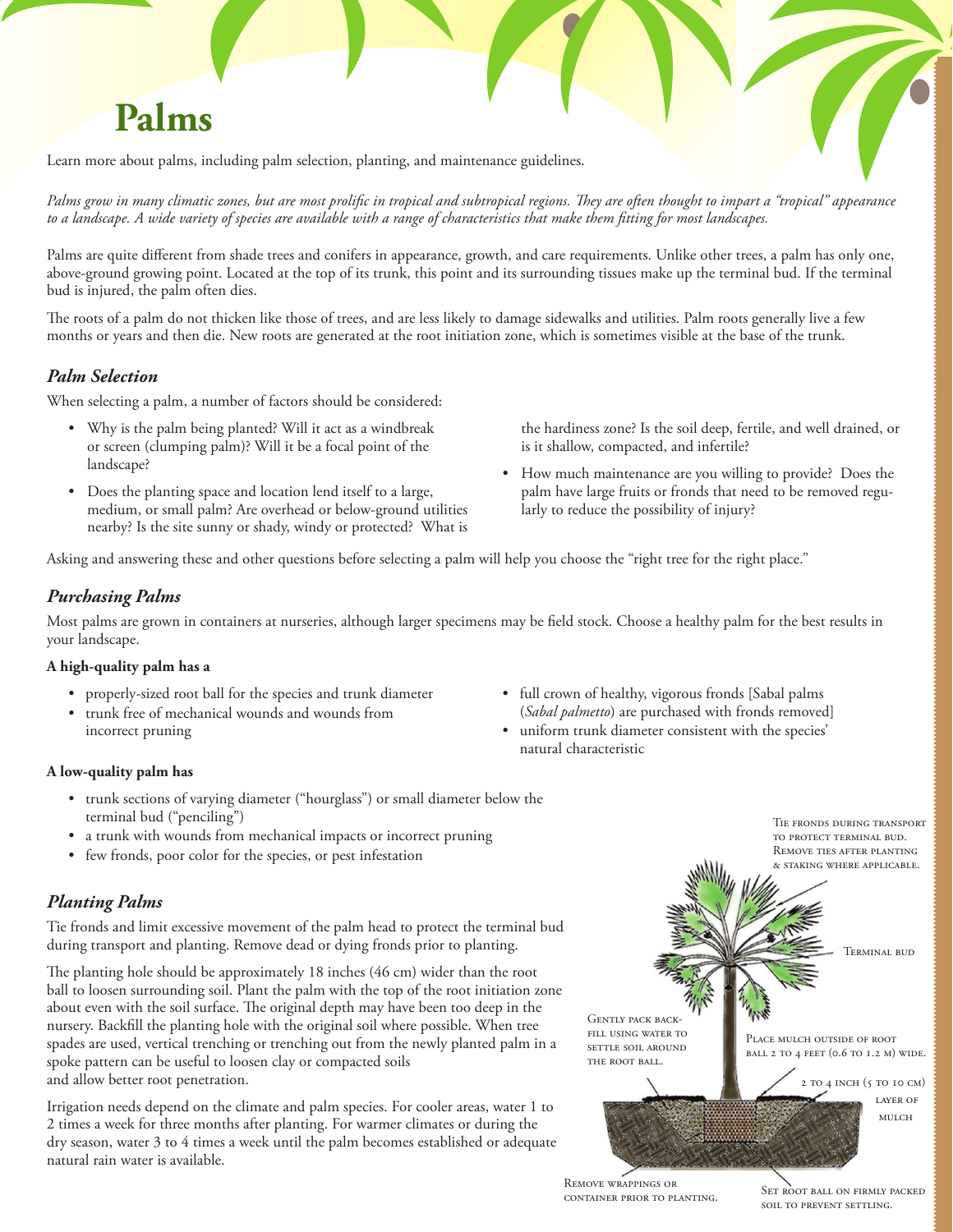# Palms

Learn more about palms, including palm selection, planting, and maintenance guidelines.

*Palms grow in many climatic zones, but are most prolific in tropical and subtropical regions. They are often thought to impart a "tropical" appearance to a landscape. A wide variety of species are available with a range of characteristics that make them fitting for most landscapes.*

Palms are quite different from shade trees and conifers in appearance, growth, and care requirements. Unlike other trees, a palm has only one, above-ground growing point. Located at the top of its trunk, this point and its surrounding tissues make up the terminal bud. If the terminal bud is injured, the palm often dies.

The roots of a palm do not thicken like those of trees, and are less likely to damage sidewalks and utilities. Palm roots generally live a few months or years and then die. New roots are generated at the root initiation zone, which is sometimes visible at the base of the trunk.

## *Palm Selection*

When selecting a palm, a number of factors should be considered:

- Why is the palm being planted? Will it act as a windbreak or screen (clumping palm)? Will it be a focal point of the landscape?
- Does the planting space and location lend itself to a large, medium, or small palm? Are overhead or below-ground utilities nearby? Is the site sunny or shady, windy or protected? What is the hardiness zone? Is the soil deep, fertile, and well drained, or is it shallow, compacted, and infertile?
- How much maintenance are you willing to provide? Does the palm have large fruits or fronds that need to be removed regularly to reduce the possibility of injury?

Asking and answering these and other questions before selecting a palm will help you choose the "right tree for the right place."

## *Purchasing Palms*

Most palms are grown in containers at nurseries, although larger specimens may be field stock. Choose a healthy palm for the best results in your landscape.

**A high-quality palm has a**

- properly-sized root ball for the species and trunk diameter
- trunk free of mechanical wounds and wounds from incorrect pruning
- full crown of healthy, vigorous fronds [Sabal palms (*Sabal palmetto*) are purchased with fronds removed]
- uniform trunk diameter consistent with the species' natural characteristic

**A low-quality palm has**

- trunk sections of varying diameter ("hourglass") or small diameter below the terminal bud ("penciling")
- a trunk with wounds from mechanical impacts or incorrect pruning
- few fronds, poor color for the species, or pest infestation

## *Planting Palms*

Tie fronds and limit excessive movement of the palm head to protect the terminal bud during transport and planting. Remove dead or dying fronds prior to planting.

The planting hole should be approximately 18 inches (46 cm) wider than the root ball to loosen surrounding soil. Plant the palm with the top of the root initiation zone about even with the soil surface. The original depth may have been too deep in the nursery. Backfill the planting hole with the original soil where possible. When tree spades are used, vertical trenching or trenching out from the newly planted palm in a spoke pattern can be useful to loosen clay or compacted soils and allow better root penetration.

Irrigation needs depend on the climate and palm species. For cooler areas, water 1 to 2 times a week for three months after planting. For warmer climates or during the dry season, water 3 to 4 times a week until the palm becomes established or adequate natural rain water is available.

Tie fronds during transport to protect terminal bud. Remove ties after planting & staking where applicable.

Terminal bud

Gently pack backfill using water to settle soil around the root ball.

Place mulch outside of root ball 2 to 4 feet (0.6 to 1.2 m) wide.

2 to 4 inch (5 to 10 cm) layer of mulch

Remove wrappings or container prior to planting.

Set root ball on firmly packed soil to prevent settling.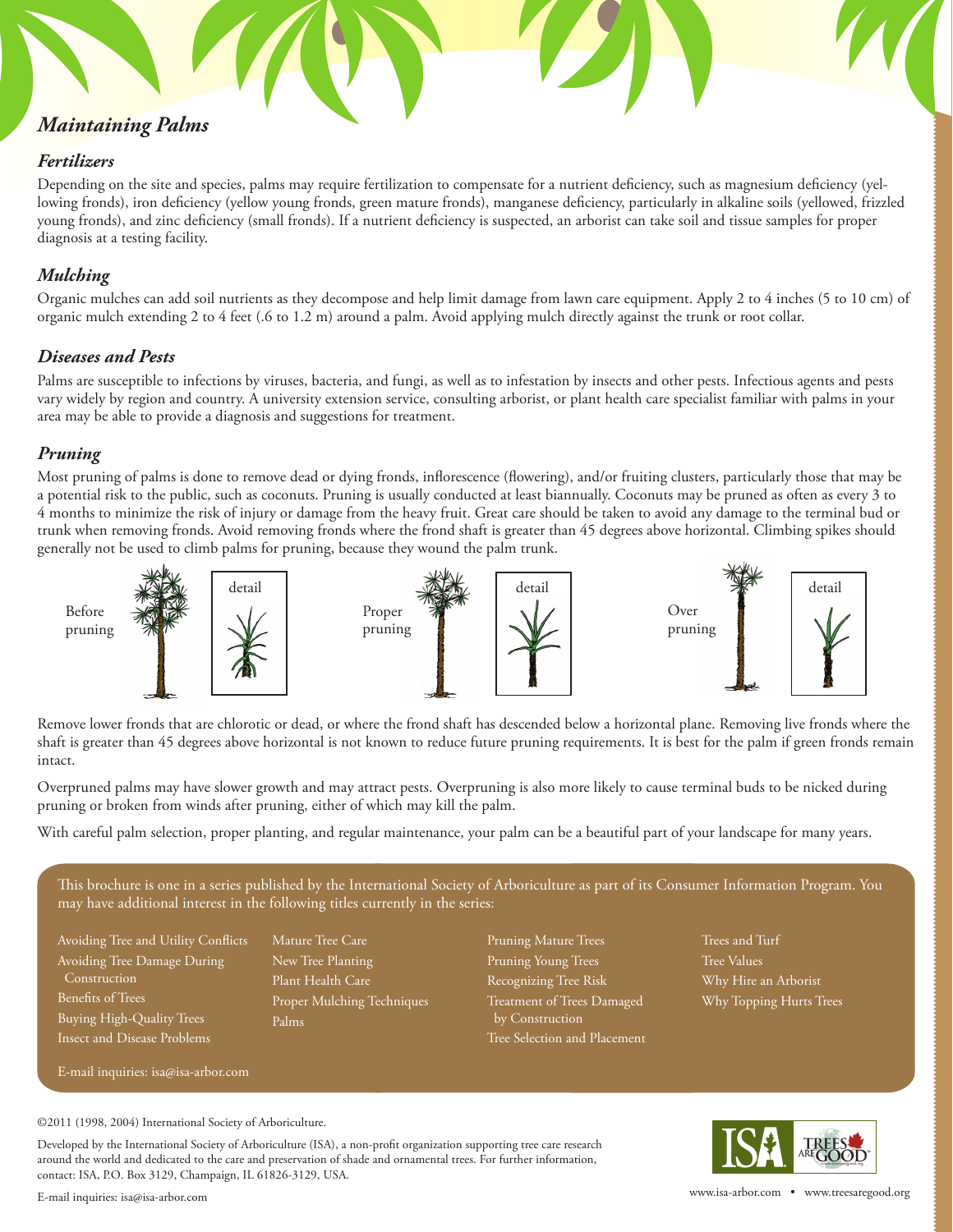## *Maintaining Palms*

### *Fertilizers*

Depending on the site and species, palms may require fertilization to compensate for a nutrient deficiency, such as magnesium deficiency (yellowing fronds), iron deficiency (yellow young fronds, green mature fronds), manganese deficiency, particularly in alkaline soils (yellowed, frizzled young fronds), and zinc deficiency (small fronds). If a nutrient deficiency is suspected, an arborist can take soil and tissue samples for proper diagnosis at a testing facility.

### *Mulching*

Organic mulches can add soil nutrients as they decompose and help limit damage from lawn care equipment. Apply 2 to 4 inches (5 to 10 cm) of organic mulch extending 2 to 4 feet (.6 to 1.2 m) around a palm. Avoid applying mulch directly against the trunk or root collar.

### *Diseases and Pests*

Palms are susceptible to infections by viruses, bacteria, and fungi, as well as to infestation by insects and other pests. Infectious agents and pests vary widely by region and country. A university extension service, consulting arborist, or plant health care specialist familiar with palms in your area may be able to provide a diagnosis and suggestions for treatment.

### *Pruning*

Most pruning of palms is done to remove dead or dying fronds, inflorescence (flowering), and/or fruiting clusters, particularly those that may be a potential risk to the public, such as coconuts. Pruning is usually conducted at least biannually. Coconuts may be pruned as often as every 3 to 4 months to minimize the risk of injury or damage from the heavy fruit. Great care should be taken to avoid any damage to the terminal bud or trunk when removing fronds. Avoid removing fronds where the frond shaft is greater than 45 degrees above horizontal. Climbing spikes should generally not be used to climb palms for pruning, because they wound the palm trunk.

Before pruning — detail

Proper pruning — detail

Over pruning — detail

Remove lower fronds that are chlorotic or dead, or where the frond shaft has descended below a horizontal plane. Removing live fronds where the shaft is greater than 45 degrees above horizontal is not known to reduce future pruning requirements. It is best for the palm if green fronds remain intact.

Overpruned palms may have slower growth and may attract pests. Overpruning is also more likely to cause terminal buds to be nicked during pruning or broken from winds after pruning, either of which may kill the palm.

With careful palm selection, proper planting, and regular maintenance, your palm can be a beautiful part of your landscape for many years.

This brochure is one in a series published by the International Society of Arboriculture as part of its Consumer Information Program. You may have additional interest in the following titles currently in the series:

- Avoiding Tree and Utility Conflicts
- Avoiding Tree Damage During Construction
- Benefits of Trees
- Buying High-Quality Trees
- Insect and Disease Problems
- Mature Tree Care
- New Tree Planting
- Plant Health Care
- Proper Mulching Techniques
- Palms
- Pruning Mature Trees
- Pruning Young Trees
- Recognizing Tree Risk
- Treatment of Trees Damaged by Construction
- Tree Selection and Placement
- Trees and Turf
- Tree Values
- Why Hire an Arborist
- Why Topping Hurts Trees

E-mail inquiries: isa@isa-arbor.com

©2011 (1998, 2004) International Society of Arboriculture.

Developed by the International Society of Arboriculture (ISA), a non-profit organization supporting tree care research around the world and dedicated to the care and preservation of shade and ornamental trees. For further information, contact: ISA, P.O. Box 3129, Champaign, IL 61826-3129, USA.

E-mail inquiries: isa@isa-arbor.com

www.isa-arbor.com • www.treesaregood.org